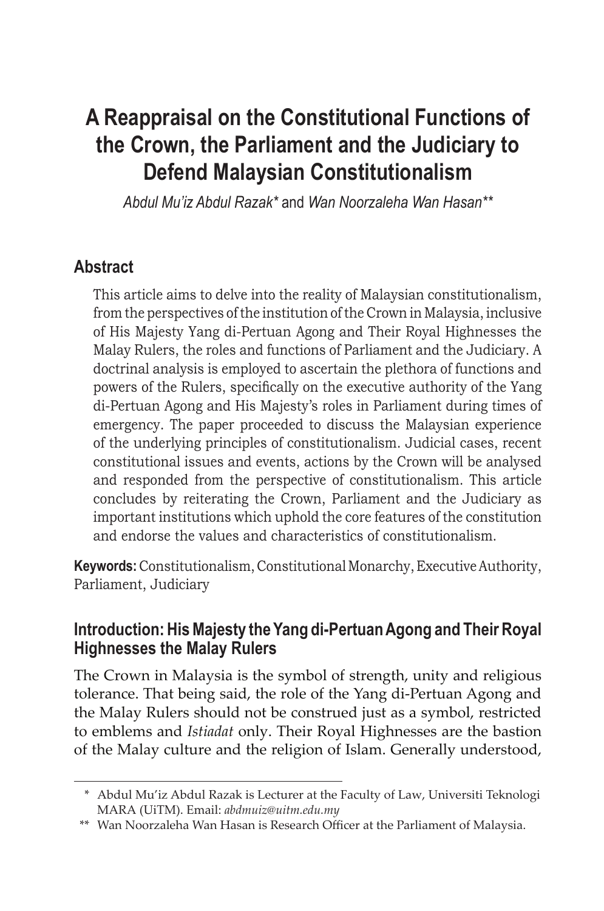# A Reappraisal on the Constitutional Functions of the Crown, the Parliament and the Judiciary to Defend Malaysian Constitutionalism

*Abdul Mu'iz Abdul Razak\** and *Wan Noorzaleha Wan Hasan\*\**

## Abstract

This article aims to delve into the reality of Malaysian constitutionalism, from the perspectives of the institution of the Crown in Malaysia, inclusive of His Majesty Yang di-Pertuan Agong and Their Royal Highnesses the Malay Rulers, the roles and functions of Parliament and the Judiciary. A doctrinal analysis is employed to ascertain the plethora of functions and powers of the Rulers, specifically on the executive authority of the Yang di-Pertuan Agong and His Majesty's roles in Parliament during times of emergency. The paper proceeded to discuss the Malaysian experience of the underlying principles of constitutionalism. Judicial cases, recent constitutional issues and events, actions by the Crown will be analysed and responded from the perspective of constitutionalism. This article concludes by reiterating the Crown, Parliament and the Judiciary as important institutions which uphold the core features of the constitution and endorse the values and characteristics of constitutionalism.

**Keywords:** Constitutionalism, Constitutional Monarchy, Executive Authority, Parliament, Judiciary

## Introduction: His Majesty the Yang di-Pertuan Agong and Their Royal Highnesses the Malay Rulers

The Crown in Malaysia is the symbol of strength, unity and religious tolerance. That being said, the role of the Yang di-Pertuan Agong and the Malay Rulers should not be construed just as a symbol, restricted to emblems and *Istiadat* only. Their Royal Highnesses are the bastion of the Malay culture and the religion of Islam. Generally understood,

---

\* Abdul Mu'iz Abdul Razak is Lecturer at the Faculty of Law, Universiti Teknologi MARA (UiTM). Email: *abdmuiz@uitm.edu.my*

\*\* Wan Noorzaleha Wan Hasan is Research Officer at the Parliament of Malaysia.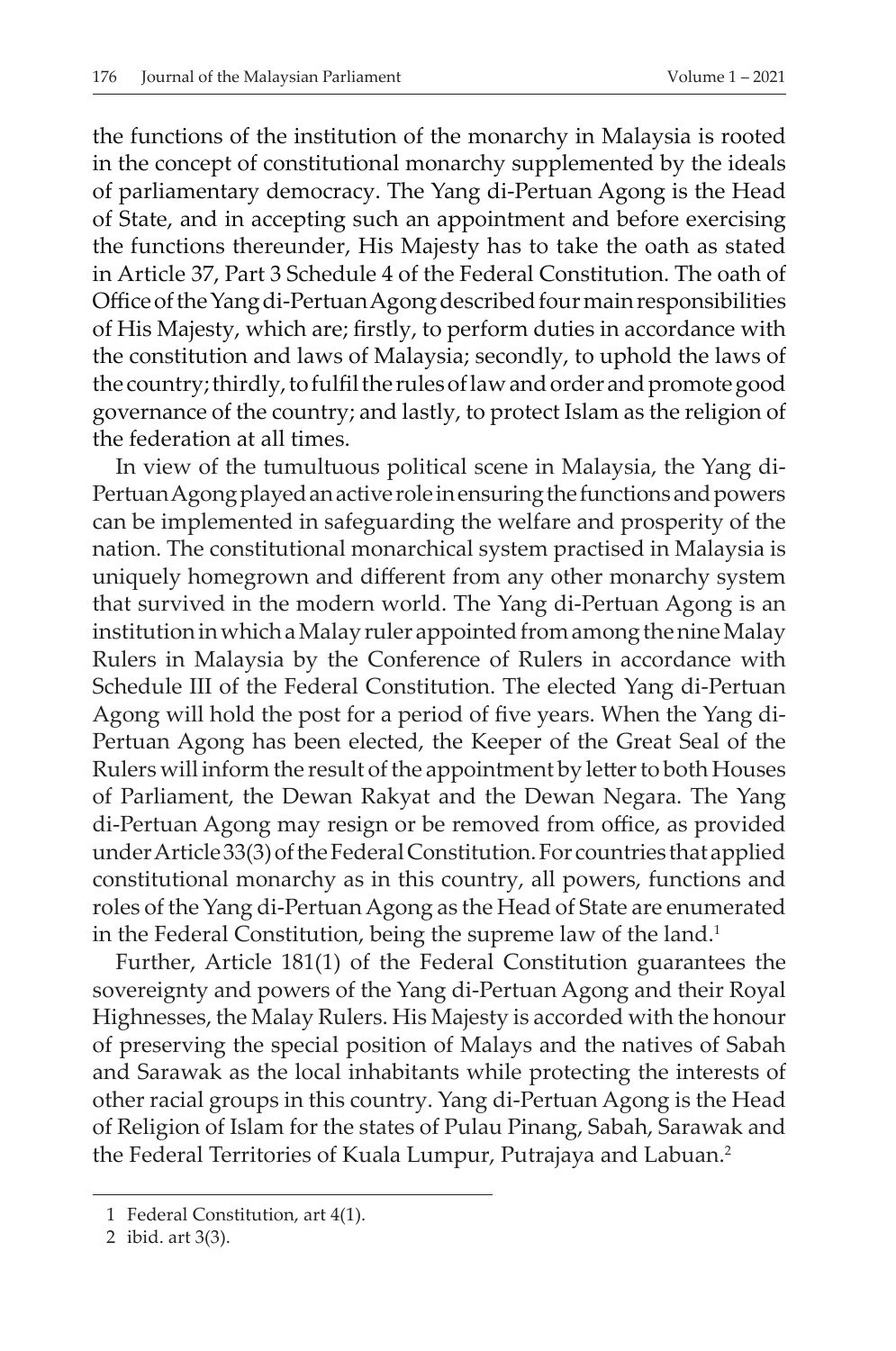the functions of the institution of the monarchy in Malaysia is rooted in the concept of constitutional monarchy supplemented by the ideals of parliamentary democracy. The Yang di-Pertuan Agong is the Head of State, and in accepting such an appointment and before exercising the functions thereunder, His Majesty has to take the oath as stated in Article 37, Part 3 Schedule 4 of the Federal Constitution. The oath of Office of the Yang di-Pertuan Agong described four main responsibilities of His Majesty, which are; firstly, to perform duties in accordance with the constitution and laws of Malaysia; secondly, to uphold the laws of the country; thirdly, to fulfil the rules of law and order and promote good governance of the country; and lastly, to protect Islam as the religion of the federation at all times.

In view of the tumultuous political scene in Malaysia, the Yang di-Pertuan Agong played an active role in ensuring the functions and powers can be implemented in safeguarding the welfare and prosperity of the nation. The constitutional monarchical system practised in Malaysia is uniquely homegrown and different from any other monarchy system that survived in the modern world. The Yang di-Pertuan Agong is an institution in which a Malay ruler appointed from among the nine Malay Rulers in Malaysia by the Conference of Rulers in accordance with Schedule III of the Federal Constitution. The elected Yang di-Pertuan Agong will hold the post for a period of five years. When the Yang di-Pertuan Agong has been elected, the Keeper of the Great Seal of the Rulers will inform the result of the appointment by letter to both Houses of Parliament, the Dewan Rakyat and the Dewan Negara. The Yang di-Pertuan Agong may resign or be removed from office, as provided under Article 33(3) of the Federal Constitution. For countries that applied constitutional monarchy as in this country, all powers, functions and roles of the Yang di-Pertuan Agong as the Head of State are enumerated in the Federal Constitution, being the supreme law of the land.[1]

Further, Article 181(1) of the Federal Constitution guarantees the sovereignty and powers of the Yang di-Pertuan Agong and their Royal Highnesses, the Malay Rulers. His Majesty is accorded with the honour of preserving the special position of Malays and the natives of Sabah and Sarawak as the local inhabitants while protecting the interests of other racial groups in this country. Yang di-Pertuan Agong is the Head of Religion of Islam for the states of Pulau Pinang, Sabah, Sarawak and the Federal Territories of Kuala Lumpur, Putrajaya and Labuan.[2]

---

1 Federal Constitution, art 4(1).

2 ibid. art 3(3).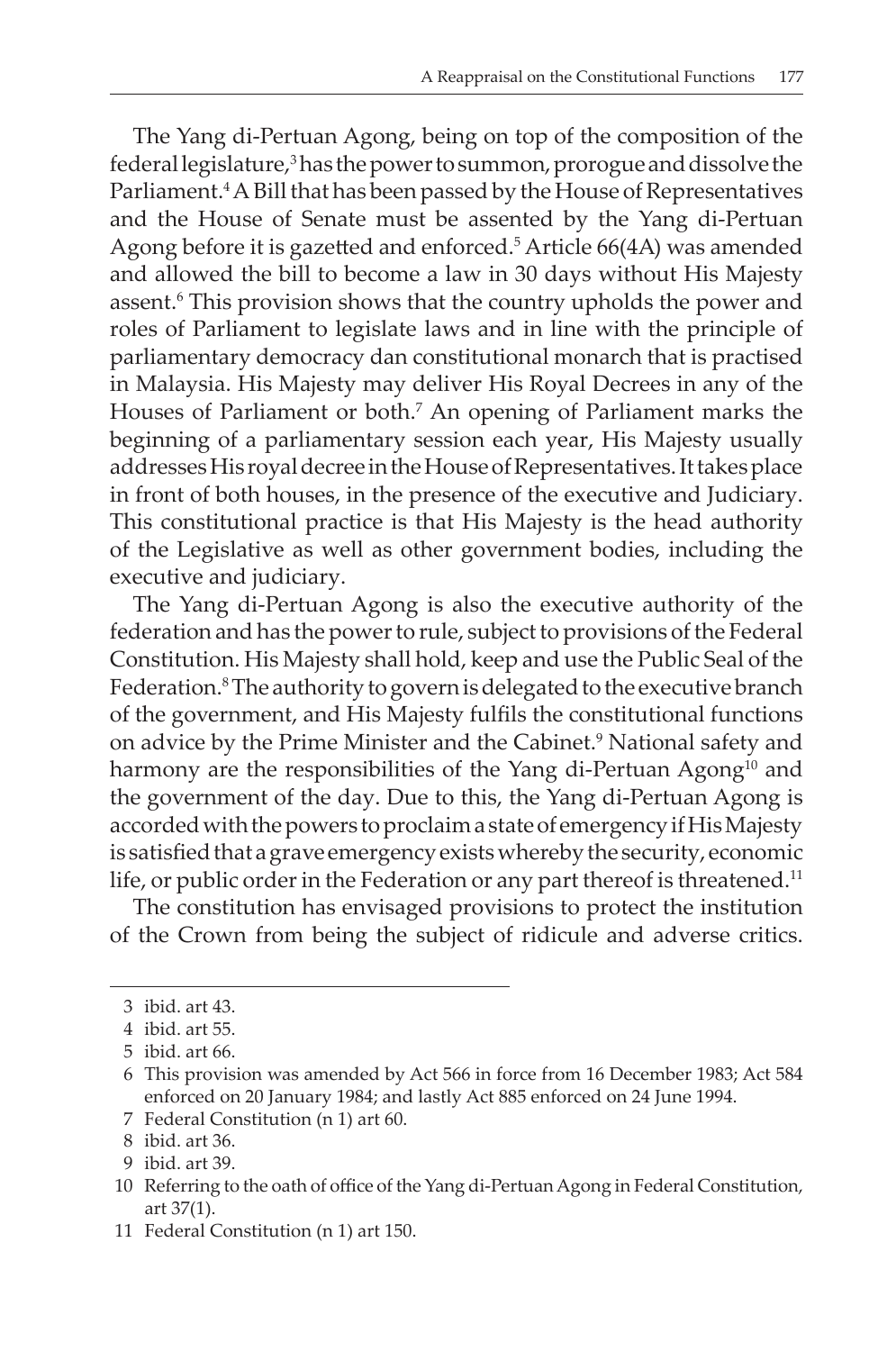The Yang di-Pertuan Agong, being on top of the composition of the federal legislature,[3] has the power to summon, prorogue and dissolve the Parliament.[4] A Bill that has been passed by the House of Representatives and the House of Senate must be assented by the Yang di-Pertuan Agong before it is gazetted and enforced.[5] Article 66(4A) was amended and allowed the bill to become a law in 30 days without His Majesty assent.[6] This provision shows that the country upholds the power and roles of Parliament to legislate laws and in line with the principle of parliamentary democracy dan constitutional monarch that is practised in Malaysia. His Majesty may deliver His Royal Decrees in any of the Houses of Parliament or both.[7] An opening of Parliament marks the beginning of a parliamentary session each year, His Majesty usually addresses His royal decree in the House of Representatives. It takes place in front of both houses, in the presence of the executive and Judiciary. This constitutional practice is that His Majesty is the head authority of the Legislative as well as other government bodies, including the executive and judiciary.

The Yang di-Pertuan Agong is also the executive authority of the federation and has the power to rule, subject to provisions of the Federal Constitution. His Majesty shall hold, keep and use the Public Seal of the Federation.[8] The authority to govern is delegated to the executive branch of the government, and His Majesty fulfils the constitutional functions on advice by the Prime Minister and the Cabinet.[9] National safety and harmony are the responsibilities of the Yang di-Pertuan Agong[10] and the government of the day. Due to this, the Yang di-Pertuan Agong is accorded with the powers to proclaim a state of emergency if His Majesty is satisfied that a grave emergency exists whereby the security, economic life, or public order in the Federation or any part thereof is threatened.[11]

The constitution has envisaged provisions to protect the institution of the Crown from being the subject of ridicule and adverse critics.

---

3 ibid. art 43.

4 ibid. art 55.

5 ibid. art 66.

6 This provision was amended by Act 566 in force from 16 December 1983; Act 584 enforced on 20 January 1984; and lastly Act 885 enforced on 24 June 1994.

7 Federal Constitution (n 1) art 60.

8 ibid. art 36.

9 ibid. art 39.

10 Referring to the oath of office of the Yang di-Pertuan Agong in Federal Constitution, art 37(1).

11 Federal Constitution (n 1) art 150.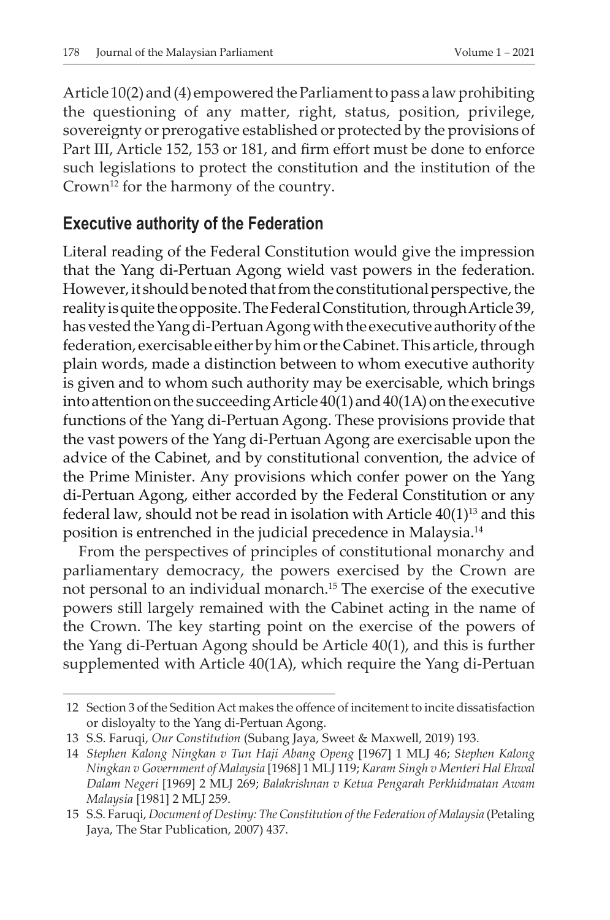Article 10(2) and (4) empowered the Parliament to pass a law prohibiting the questioning of any matter, right, status, position, privilege, sovereignty or prerogative established or protected by the provisions of Part III, Article 152, 153 or 181, and firm effort must be done to enforce such legislations to protect the constitution and the institution of the Crown[12] for the harmony of the country.

## Executive authority of the Federation

Literal reading of the Federal Constitution would give the impression that the Yang di-Pertuan Agong wield vast powers in the federation. However, it should be noted that from the constitutional perspective, the reality is quite the opposite. The Federal Constitution, through Article 39, has vested the Yang di-Pertuan Agong with the executive authority of the federation, exercisable either by him or the Cabinet. This article, through plain words, made a distinction between to whom executive authority is given and to whom such authority may be exercisable, which brings into attention on the succeeding Article 40(1) and 40(1A) on the executive functions of the Yang di-Pertuan Agong. These provisions provide that the vast powers of the Yang di-Pertuan Agong are exercisable upon the advice of the Cabinet, and by constitutional convention, the advice of the Prime Minister. Any provisions which confer power on the Yang di-Pertuan Agong, either accorded by the Federal Constitution or any federal law, should not be read in isolation with Article 40(1)[13] and this position is entrenched in the judicial precedence in Malaysia.[14]

From the perspectives of principles of constitutional monarchy and parliamentary democracy, the powers exercised by the Crown are not personal to an individual monarch.[15] The exercise of the executive powers still largely remained with the Cabinet acting in the name of the Crown. The key starting point on the exercise of the powers of the Yang di-Pertuan Agong should be Article 40(1), and this is further supplemented with Article 40(1A), which require the Yang di-Pertuan

---

12 Section 3 of the Sedition Act makes the offence of incitement to incite dissatisfaction or disloyalty to the Yang di-Pertuan Agong.

13 S.S. Faruqi, *Our Constitution* (Subang Jaya, Sweet & Maxwell, 2019) 193.

14 *Stephen Kalong Ningkan v Tun Haji Abang Openg* [1967] 1 MLJ 46; *Stephen Kalong Ningkan v Government of Malaysia* [1968] 1 MLJ 119; *Karam Singh v Menteri Hal Ehwal Dalam Negeri* [1969] 2 MLJ 269; *Balakrishnan v Ketua Pengarah Perkhidmatan Awam Malaysia* [1981] 2 MLJ 259.

15 S.S. Faruqi, *Document of Destiny: The Constitution of the Federation of Malaysia* (Petaling Jaya, The Star Publication, 2007) 437.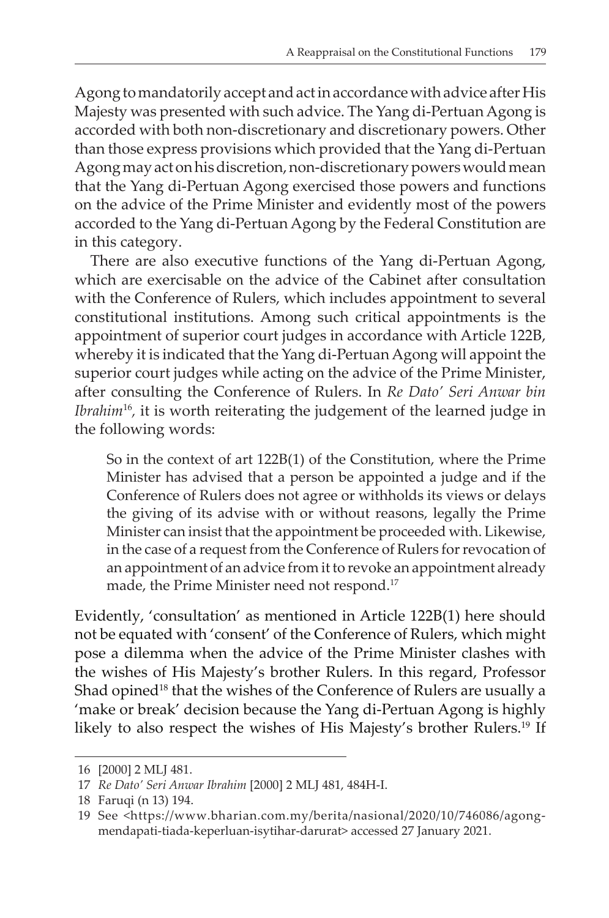Agong to mandatorily accept and act in accordance with advice after His Majesty was presented with such advice. The Yang di-Pertuan Agong is accorded with both non-discretionary and discretionary powers. Other than those express provisions which provided that the Yang di-Pertuan Agong may act on his discretion, non-discretionary powers would mean that the Yang di-Pertuan Agong exercised those powers and functions on the advice of the Prime Minister and evidently most of the powers accorded to the Yang di-Pertuan Agong by the Federal Constitution are in this category.

There are also executive functions of the Yang di-Pertuan Agong, which are exercisable on the advice of the Cabinet after consultation with the Conference of Rulers, which includes appointment to several constitutional institutions. Among such critical appointments is the appointment of superior court judges in accordance with Article 122B, whereby it is indicated that the Yang di-Pertuan Agong will appoint the superior court judges while acting on the advice of the Prime Minister, after consulting the Conference of Rulers. In *Re Dato' Seri Anwar bin Ibrahim*[16], it is worth reiterating the judgement of the learned judge in the following words:

> So in the context of art 122B(1) of the Constitution, where the Prime Minister has advised that a person be appointed a judge and if the Conference of Rulers does not agree or withholds its views or delays the giving of its advise with or without reasons, legally the Prime Minister can insist that the appointment be proceeded with. Likewise, in the case of a request from the Conference of Rulers for revocation of an appointment of an advice from it to revoke an appointment already made, the Prime Minister need not respond.[17]

Evidently, 'consultation' as mentioned in Article 122B(1) here should not be equated with 'consent' of the Conference of Rulers, which might pose a dilemma when the advice of the Prime Minister clashes with the wishes of His Majesty's brother Rulers. In this regard, Professor Shad opined[18] that the wishes of the Conference of Rulers are usually a 'make or break' decision because the Yang di-Pertuan Agong is highly likely to also respect the wishes of His Majesty's brother Rulers.[19] If

---

16 [2000] 2 MLJ 481.

17 *Re Dato' Seri Anwar Ibrahim* [2000] 2 MLJ 481, 484H-I.

18 Faruqi (n 13) 194.

19 See <https://www.bharian.com.my/berita/nasional/2020/10/746086/agong-mendapati-tiada-keperluan-isytihar-darurat> accessed 27 January 2021.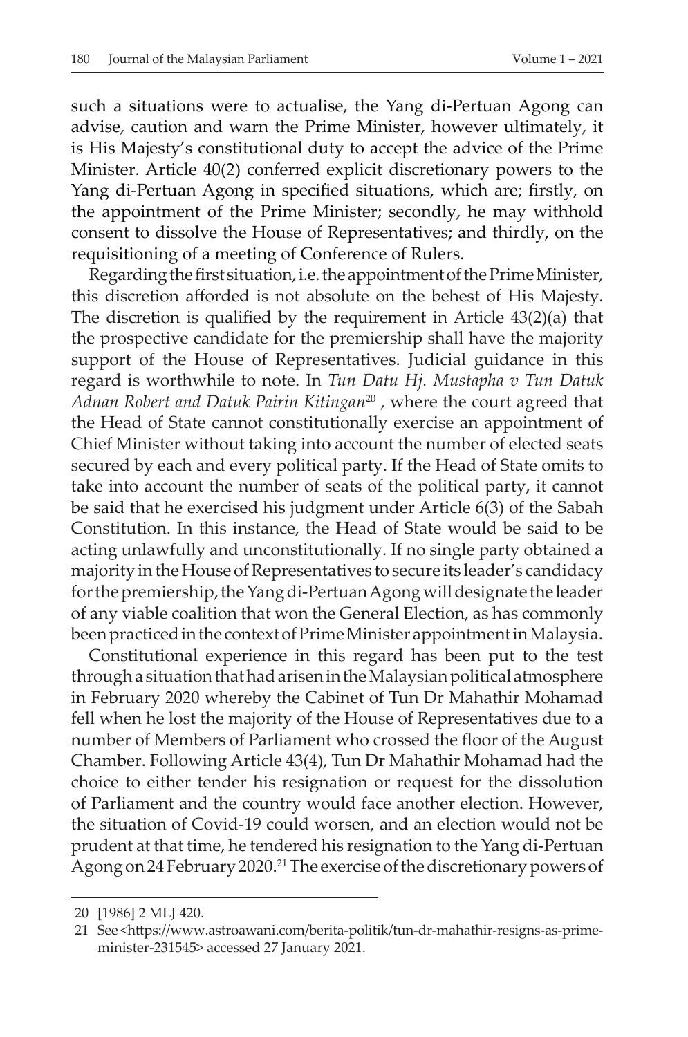such a situations were to actualise, the Yang di-Pertuan Agong can advise, caution and warn the Prime Minister, however ultimately, it is His Majesty's constitutional duty to accept the advice of the Prime Minister. Article 40(2) conferred explicit discretionary powers to the Yang di-Pertuan Agong in specified situations, which are; firstly, on the appointment of the Prime Minister; secondly, he may withhold consent to dissolve the House of Representatives; and thirdly, on the requisitioning of a meeting of Conference of Rulers.

Regarding the first situation, i.e. the appointment of the Prime Minister, this discretion afforded is not absolute on the behest of His Majesty. The discretion is qualified by the requirement in Article 43(2)(a) that the prospective candidate for the premiership shall have the majority support of the House of Representatives. Judicial guidance in this regard is worthwhile to note. In *Tun Datu Hj. Mustapha v Tun Datuk Adnan Robert and Datuk Pairin Kitingan*[20] , where the court agreed that the Head of State cannot constitutionally exercise an appointment of Chief Minister without taking into account the number of elected seats secured by each and every political party. If the Head of State omits to take into account the number of seats of the political party, it cannot be said that he exercised his judgment under Article 6(3) of the Sabah Constitution. In this instance, the Head of State would be said to be acting unlawfully and unconstitutionally. If no single party obtained a majority in the House of Representatives to secure its leader's candidacy for the premiership, the Yang di-Pertuan Agong will designate the leader of any viable coalition that won the General Election, as has commonly been practiced in the context of Prime Minister appointment in Malaysia.

Constitutional experience in this regard has been put to the test through a situation that had arisen in the Malaysian political atmosphere in February 2020 whereby the Cabinet of Tun Dr Mahathir Mohamad fell when he lost the majority of the House of Representatives due to a number of Members of Parliament who crossed the floor of the August Chamber. Following Article 43(4), Tun Dr Mahathir Mohamad had the choice to either tender his resignation or request for the dissolution of Parliament and the country would face another election. However, the situation of Covid-19 could worsen, and an election would not be prudent at that time, he tendered his resignation to the Yang di-Pertuan Agong on 24 February 2020.[21] The exercise of the discretionary powers of

---

20 [1986] 2 MLJ 420.

21 See <https://www.astroawani.com/berita-politik/tun-dr-mahathir-resigns-as-prime-minister-231545> accessed 27 January 2021.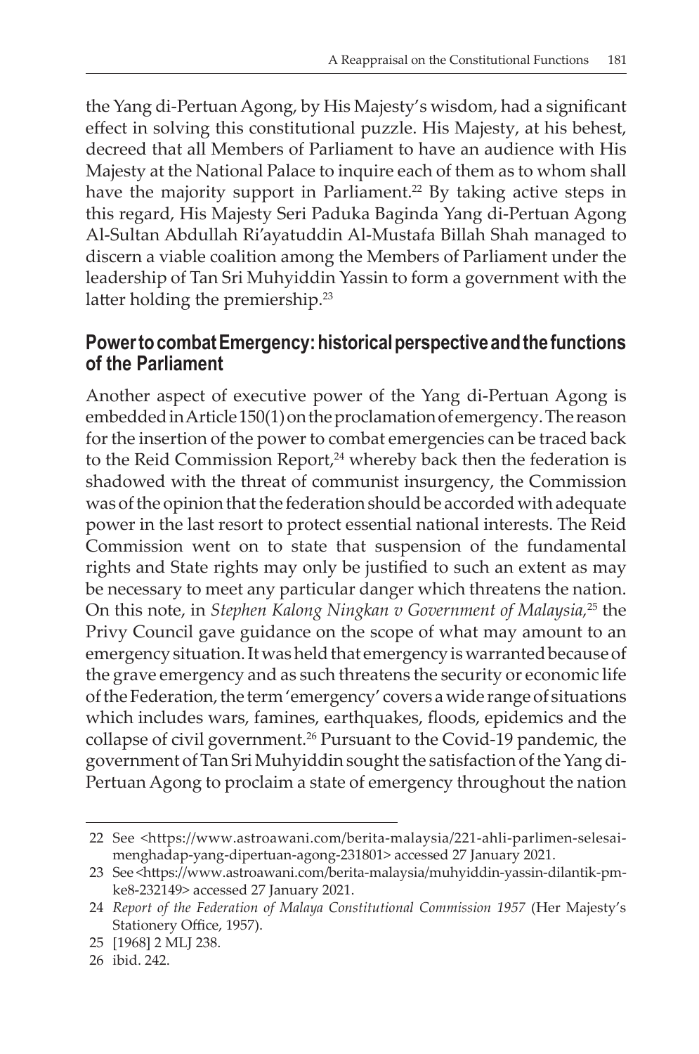the Yang di-Pertuan Agong, by His Majesty's wisdom, had a significant effect in solving this constitutional puzzle. His Majesty, at his behest, decreed that all Members of Parliament to have an audience with His Majesty at the National Palace to inquire each of them as to whom shall have the majority support in Parliament.[22] By taking active steps in this regard, His Majesty Seri Paduka Baginda Yang di-Pertuan Agong Al-Sultan Abdullah Ri'ayatuddin Al-Mustafa Billah Shah managed to discern a viable coalition among the Members of Parliament under the leadership of Tan Sri Muhyiddin Yassin to form a government with the latter holding the premiership.[23]

## Power to combat Emergency: historical perspective and the functions of the Parliament

Another aspect of executive power of the Yang di-Pertuan Agong is embedded in Article 150(1) on the proclamation of emergency. The reason for the insertion of the power to combat emergencies can be traced back to the Reid Commission Report,[24] whereby back then the federation is shadowed with the threat of communist insurgency, the Commission was of the opinion that the federation should be accorded with adequate power in the last resort to protect essential national interests. The Reid Commission went on to state that suspension of the fundamental rights and State rights may only be justified to such an extent as may be necessary to meet any particular danger which threatens the nation. On this note, in *Stephen Kalong Ningkan v Government of Malaysia,*[25] the Privy Council gave guidance on the scope of what may amount to an emergency situation. It was held that emergency is warranted because of the grave emergency and as such threatens the security or economic life of the Federation, the term 'emergency' covers a wide range of situations which includes wars, famines, earthquakes, floods, epidemics and the collapse of civil government.[26] Pursuant to the Covid-19 pandemic, the government of Tan Sri Muhyiddin sought the satisfaction of the Yang di-Pertuan Agong to proclaim a state of emergency throughout the nation

---

22 See <https://www.astroawani.com/berita-malaysia/221-ahli-parlimen-selesai-menghadap-yang-dipertuan-agong-231801> accessed 27 January 2021.

23 See <https://www.astroawani.com/berita-malaysia/muhyiddin-yassin-dilantik-pm-ke8-232149> accessed 27 January 2021.

24 *Report of the Federation of Malaya Constitutional Commission 1957* (Her Majesty's Stationery Office, 1957).

25 [1968] 2 MLJ 238.

26 ibid. 242.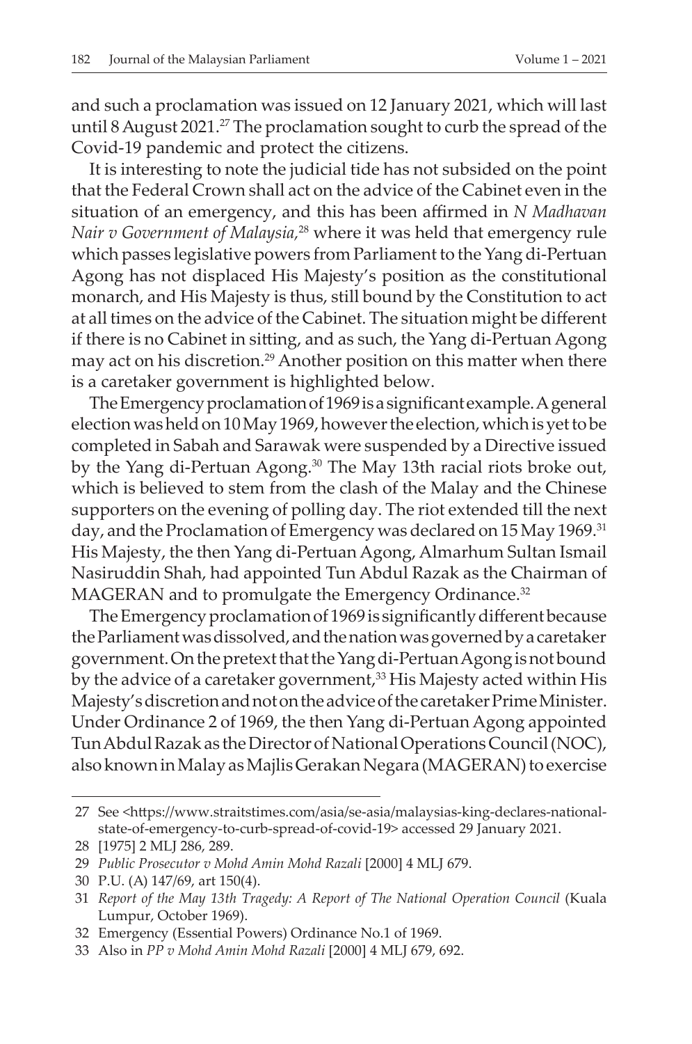and such a proclamation was issued on 12 January 2021, which will last until 8 August 2021.[27] The proclamation sought to curb the spread of the Covid-19 pandemic and protect the citizens.

It is interesting to note the judicial tide has not subsided on the point that the Federal Crown shall act on the advice of the Cabinet even in the situation of an emergency, and this has been affirmed in *N Madhavan Nair v Government of Malaysia,*[28] where it was held that emergency rule which passes legislative powers from Parliament to the Yang di-Pertuan Agong has not displaced His Majesty's position as the constitutional monarch, and His Majesty is thus, still bound by the Constitution to act at all times on the advice of the Cabinet. The situation might be different if there is no Cabinet in sitting, and as such, the Yang di-Pertuan Agong may act on his discretion.[29] Another position on this matter when there is a caretaker government is highlighted below.

The Emergency proclamation of 1969 is a significant example. A general election was held on 10 May 1969, however the election, which is yet to be completed in Sabah and Sarawak were suspended by a Directive issued by the Yang di-Pertuan Agong.[30] The May 13th racial riots broke out, which is believed to stem from the clash of the Malay and the Chinese supporters on the evening of polling day. The riot extended till the next day, and the Proclamation of Emergency was declared on 15 May 1969.[31] His Majesty, the then Yang di-Pertuan Agong, Almarhum Sultan Ismail Nasiruddin Shah, had appointed Tun Abdul Razak as the Chairman of MAGERAN and to promulgate the Emergency Ordinance.[32]

The Emergency proclamation of 1969 is significantly different because the Parliament was dissolved, and the nation was governed by a caretaker government. On the pretext that the Yang di-Pertuan Agong is not bound by the advice of a caretaker government,[33] His Majesty acted within His Majesty's discretion and not on the advice of the caretaker Prime Minister. Under Ordinance 2 of 1969, the then Yang di-Pertuan Agong appointed Tun Abdul Razak as the Director of National Operations Council (NOC), also known in Malay as Majlis Gerakan Negara (MAGERAN) to exercise

---

27 See <https://www.straitstimes.com/asia/se-asia/malaysias-king-declares-national-state-of-emergency-to-curb-spread-of-covid-19> accessed 29 January 2021.

28 [1975] 2 MLJ 286, 289.

29 *Public Prosecutor v Mohd Amin Mohd Razali* [2000] 4 MLJ 679.

30 P.U. (A) 147/69, art 150(4).

31 *Report of the May 13th Tragedy: A Report of The National Operation Council* (Kuala Lumpur, October 1969).

32 Emergency (Essential Powers) Ordinance No.1 of 1969.

33 Also in *PP v Mohd Amin Mohd Razali* [2000] 4 MLJ 679, 692.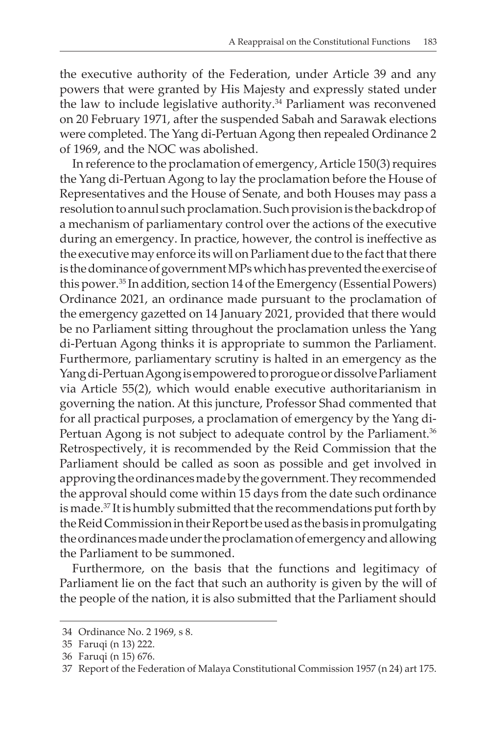the executive authority of the Federation, under Article 39 and any powers that were granted by His Majesty and expressly stated under the law to include legislative authority.[34] Parliament was reconvened on 20 February 1971, after the suspended Sabah and Sarawak elections were completed. The Yang di-Pertuan Agong then repealed Ordinance 2 of 1969, and the NOC was abolished.

In reference to the proclamation of emergency, Article 150(3) requires the Yang di-Pertuan Agong to lay the proclamation before the House of Representatives and the House of Senate, and both Houses may pass a resolution to annul such proclamation. Such provision is the backdrop of a mechanism of parliamentary control over the actions of the executive during an emergency. In practice, however, the control is ineffective as the executive may enforce its will on Parliament due to the fact that there is the dominance of government MPs which has prevented the exercise of this power.[35] In addition, section 14 of the Emergency (Essential Powers) Ordinance 2021, an ordinance made pursuant to the proclamation of the emergency gazetted on 14 January 2021, provided that there would be no Parliament sitting throughout the proclamation unless the Yang di-Pertuan Agong thinks it is appropriate to summon the Parliament. Furthermore, parliamentary scrutiny is halted in an emergency as the Yang di-Pertuan Agong is empowered to prorogue or dissolve Parliament via Article 55(2), which would enable executive authoritarianism in governing the nation. At this juncture, Professor Shad commented that for all practical purposes, a proclamation of emergency by the Yang di-Pertuan Agong is not subject to adequate control by the Parliament.[36] Retrospectively, it is recommended by the Reid Commission that the Parliament should be called as soon as possible and get involved in approving the ordinances made by the government. They recommended the approval should come within 15 days from the date such ordinance is made.[37] It is humbly submitted that the recommendations put forth by the Reid Commission in their Report be used as the basis in promulgating the ordinances made under the proclamation of emergency and allowing the Parliament to be summoned.

Furthermore, on the basis that the functions and legitimacy of Parliament lie on the fact that such an authority is given by the will of the people of the nation, it is also submitted that the Parliament should

---

34 Ordinance No. 2 1969, s 8.

35 Faruqi (n 13) 222.

36 Faruqi (n 15) 676.

37 Report of the Federation of Malaya Constitutional Commission 1957 (n 24) art 175.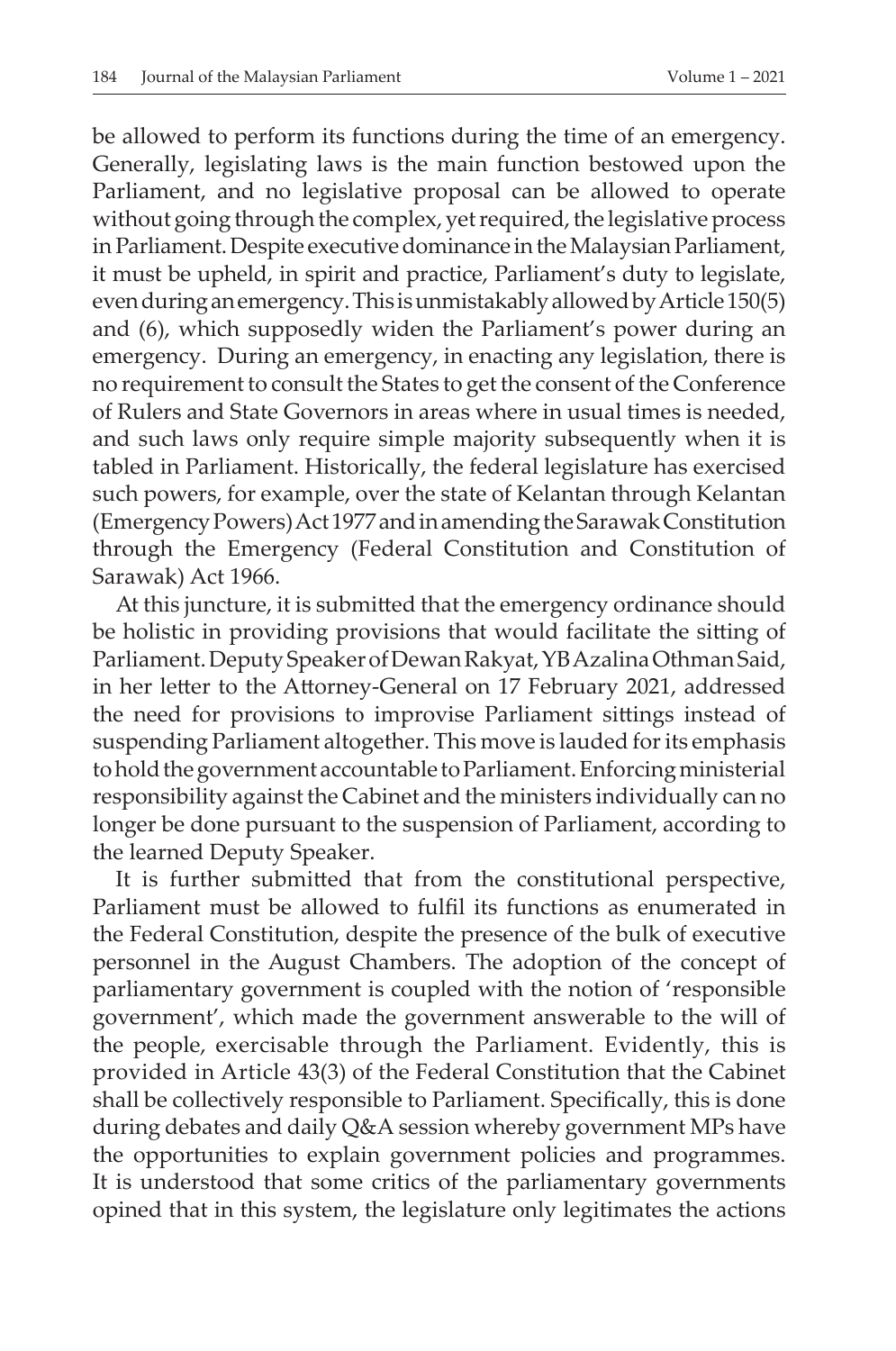be allowed to perform its functions during the time of an emergency. Generally, legislating laws is the main function bestowed upon the Parliament, and no legislative proposal can be allowed to operate without going through the complex, yet required, the legislative process in Parliament. Despite executive dominance in the Malaysian Parliament, it must be upheld, in spirit and practice, Parliament's duty to legislate, even during an emergency. This is unmistakably allowed by Article 150(5) and (6), which supposedly widen the Parliament's power during an emergency. During an emergency, in enacting any legislation, there is no requirement to consult the States to get the consent of the Conference of Rulers and State Governors in areas where in usual times is needed, and such laws only require simple majority subsequently when it is tabled in Parliament. Historically, the federal legislature has exercised such powers, for example, over the state of Kelantan through Kelantan (Emergency Powers) Act 1977 and in amending the Sarawak Constitution through the Emergency (Federal Constitution and Constitution of Sarawak) Act 1966.

At this juncture, it is submitted that the emergency ordinance should be holistic in providing provisions that would facilitate the sitting of Parliament. Deputy Speaker of Dewan Rakyat, YB Azalina Othman Said, in her letter to the Attorney-General on 17 February 2021, addressed the need for provisions to improvise Parliament sittings instead of suspending Parliament altogether. This move is lauded for its emphasis to hold the government accountable to Parliament. Enforcing ministerial responsibility against the Cabinet and the ministers individually can no longer be done pursuant to the suspension of Parliament, according to the learned Deputy Speaker.

It is further submitted that from the constitutional perspective, Parliament must be allowed to fulfil its functions as enumerated in the Federal Constitution, despite the presence of the bulk of executive personnel in the August Chambers. The adoption of the concept of parliamentary government is coupled with the notion of 'responsible government', which made the government answerable to the will of the people, exercisable through the Parliament. Evidently, this is provided in Article 43(3) of the Federal Constitution that the Cabinet shall be collectively responsible to Parliament. Specifically, this is done during debates and daily Q&A session whereby government MPs have the opportunities to explain government policies and programmes. It is understood that some critics of the parliamentary governments opined that in this system, the legislature only legitimates the actions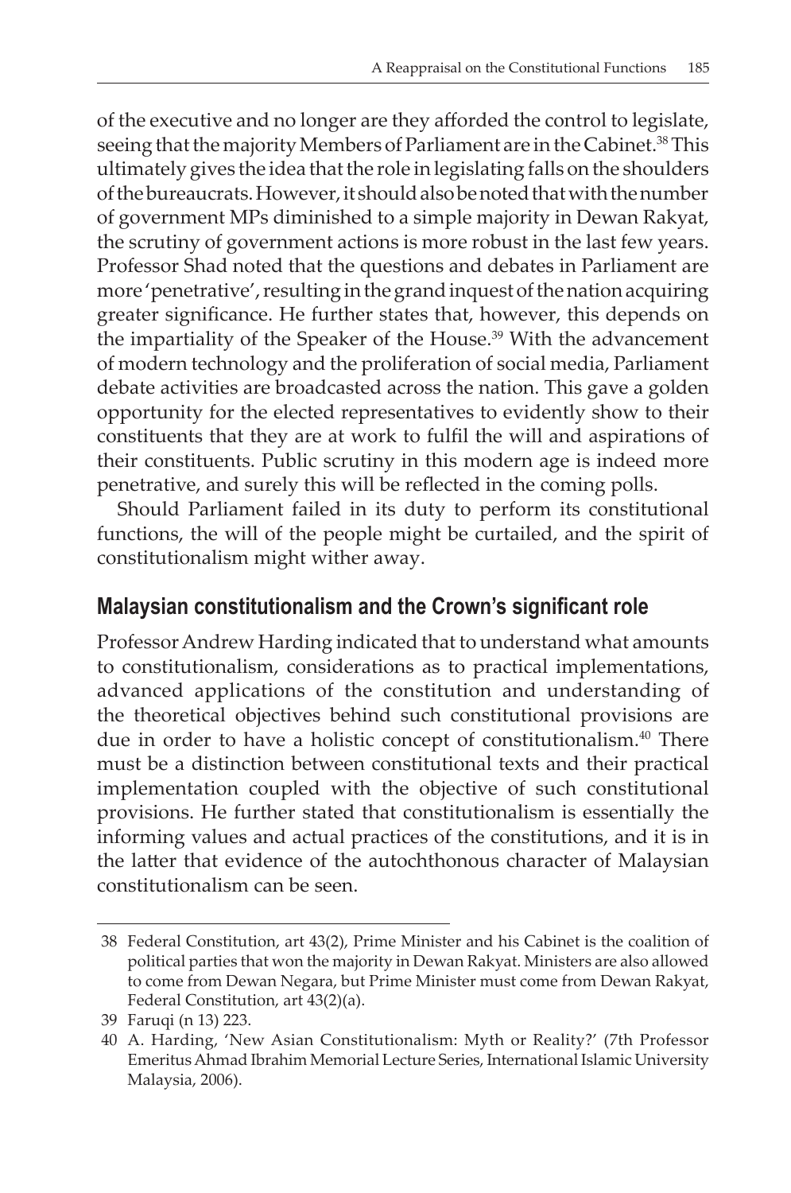of the executive and no longer are they afforded the control to legislate, seeing that the majority Members of Parliament are in the Cabinet.[38] This ultimately gives the idea that the role in legislating falls on the shoulders of the bureaucrats. However, it should also be noted that with the number of government MPs diminished to a simple majority in Dewan Rakyat, the scrutiny of government actions is more robust in the last few years. Professor Shad noted that the questions and debates in Parliament are more 'penetrative', resulting in the grand inquest of the nation acquiring greater significance. He further states that, however, this depends on the impartiality of the Speaker of the House.[39] With the advancement of modern technology and the proliferation of social media, Parliament debate activities are broadcasted across the nation. This gave a golden opportunity for the elected representatives to evidently show to their constituents that they are at work to fulfil the will and aspirations of their constituents. Public scrutiny in this modern age is indeed more penetrative, and surely this will be reflected in the coming polls.

Should Parliament failed in its duty to perform its constitutional functions, the will of the people might be curtailed, and the spirit of constitutionalism might wither away.

## Malaysian constitutionalism and the Crown's significant role

Professor Andrew Harding indicated that to understand what amounts to constitutionalism, considerations as to practical implementations, advanced applications of the constitution and understanding of the theoretical objectives behind such constitutional provisions are due in order to have a holistic concept of constitutionalism.[40] There must be a distinction between constitutional texts and their practical implementation coupled with the objective of such constitutional provisions. He further stated that constitutionalism is essentially the informing values and actual practices of the constitutions, and it is in the latter that evidence of the autochthonous character of Malaysian constitutionalism can be seen.

---

38 Federal Constitution, art 43(2), Prime Minister and his Cabinet is the coalition of political parties that won the majority in Dewan Rakyat. Ministers are also allowed to come from Dewan Negara, but Prime Minister must come from Dewan Rakyat, Federal Constitution, art 43(2)(a).

39 Faruqi (n 13) 223.

40 A. Harding, 'New Asian Constitutionalism: Myth or Reality?' (7th Professor Emeritus Ahmad Ibrahim Memorial Lecture Series, International Islamic University Malaysia, 2006).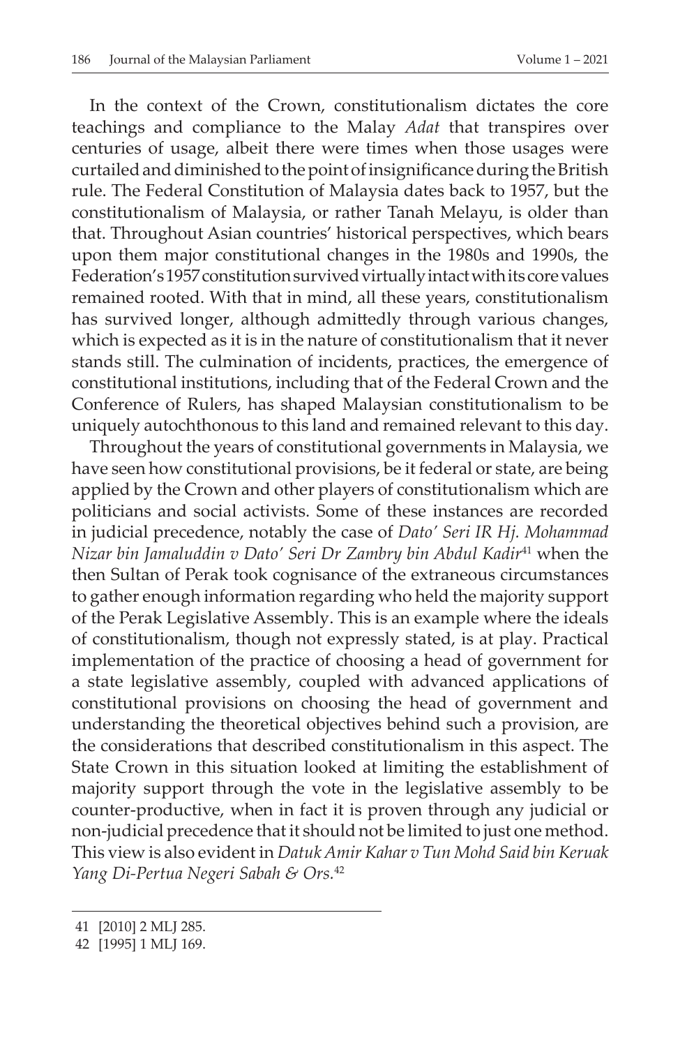In the context of the Crown, constitutionalism dictates the core teachings and compliance to the Malay *Adat* that transpires over centuries of usage, albeit there were times when those usages were curtailed and diminished to the point of insignificance during the British rule. The Federal Constitution of Malaysia dates back to 1957, but the constitutionalism of Malaysia, or rather Tanah Melayu, is older than that. Throughout Asian countries' historical perspectives, which bears upon them major constitutional changes in the 1980s and 1990s, the Federation's 1957 constitution survived virtually intact with its core values remained rooted. With that in mind, all these years, constitutionalism has survived longer, although admittedly through various changes, which is expected as it is in the nature of constitutionalism that it never stands still. The culmination of incidents, practices, the emergence of constitutional institutions, including that of the Federal Crown and the Conference of Rulers, has shaped Malaysian constitutionalism to be uniquely autochthonous to this land and remained relevant to this day.

Throughout the years of constitutional governments in Malaysia, we have seen how constitutional provisions, be it federal or state, are being applied by the Crown and other players of constitutionalism which are politicians and social activists. Some of these instances are recorded in judicial precedence, notably the case of *Dato' Seri IR Hj. Mohammad Nizar bin Jamaluddin v Dato' Seri Dr Zambry bin Abdul Kadir*[41] when the then Sultan of Perak took cognisance of the extraneous circumstances to gather enough information regarding who held the majority support of the Perak Legislative Assembly. This is an example where the ideals of constitutionalism, though not expressly stated, is at play. Practical implementation of the practice of choosing a head of government for a state legislative assembly, coupled with advanced applications of constitutional provisions on choosing the head of government and understanding the theoretical objectives behind such a provision, are the considerations that described constitutionalism in this aspect. The State Crown in this situation looked at limiting the establishment of majority support through the vote in the legislative assembly to be counter-productive, when in fact it is proven through any judicial or non-judicial precedence that it should not be limited to just one method. This view is also evident in *Datuk Amir Kahar v Tun Mohd Said bin Keruak Yang Di-Pertua Negeri Sabah & Ors.*[42]

---

41 [2010] 2 MLJ 285.

42 [1995] 1 MLJ 169.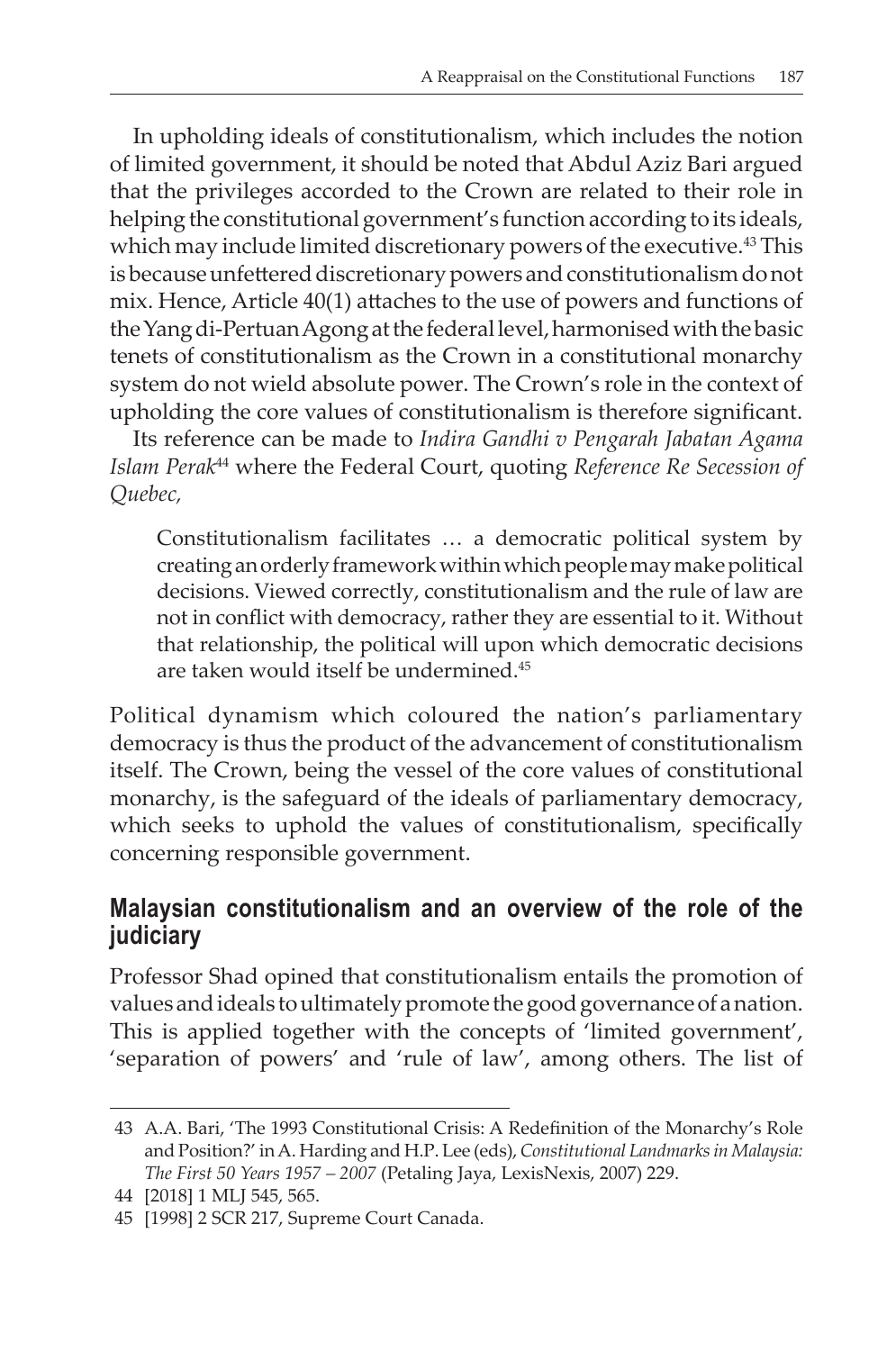In upholding ideals of constitutionalism, which includes the notion of limited government, it should be noted that Abdul Aziz Bari argued that the privileges accorded to the Crown are related to their role in helping the constitutional government's function according to its ideals, which may include limited discretionary powers of the executive.[43] This is because unfettered discretionary powers and constitutionalism do not mix. Hence, Article 40(1) attaches to the use of powers and functions of the Yang di-Pertuan Agong at the federal level, harmonised with the basic tenets of constitutionalism as the Crown in a constitutional monarchy system do not wield absolute power. The Crown's role in the context of upholding the core values of constitutionalism is therefore significant.

Its reference can be made to *Indira Gandhi v Pengarah Jabatan Agama Islam Perak*[44] where the Federal Court, quoting *Reference Re Secession of Quebec,*

> Constitutionalism facilitates … a democratic political system by creating an orderly framework within which people may make political decisions. Viewed correctly, constitutionalism and the rule of law are not in conflict with democracy, rather they are essential to it. Without that relationship, the political will upon which democratic decisions are taken would itself be undermined.[45]

Political dynamism which coloured the nation's parliamentary democracy is thus the product of the advancement of constitutionalism itself. The Crown, being the vessel of the core values of constitutional monarchy, is the safeguard of the ideals of parliamentary democracy, which seeks to uphold the values of constitutionalism, specifically concerning responsible government.

## Malaysian constitutionalism and an overview of the role of the judiciary

Professor Shad opined that constitutionalism entails the promotion of values and ideals to ultimately promote the good governance of a nation. This is applied together with the concepts of 'limited government', 'separation of powers' and 'rule of law', among others. The list of

---

43 A.A. Bari, 'The 1993 Constitutional Crisis: A Redefinition of the Monarchy's Role and Position?' in A. Harding and H.P. Lee (eds), *Constitutional Landmarks in Malaysia: The First 50 Years 1957 – 2007* (Petaling Jaya, LexisNexis, 2007) 229.

44 [2018] 1 MLJ 545, 565.

45 [1998] 2 SCR 217, Supreme Court Canada.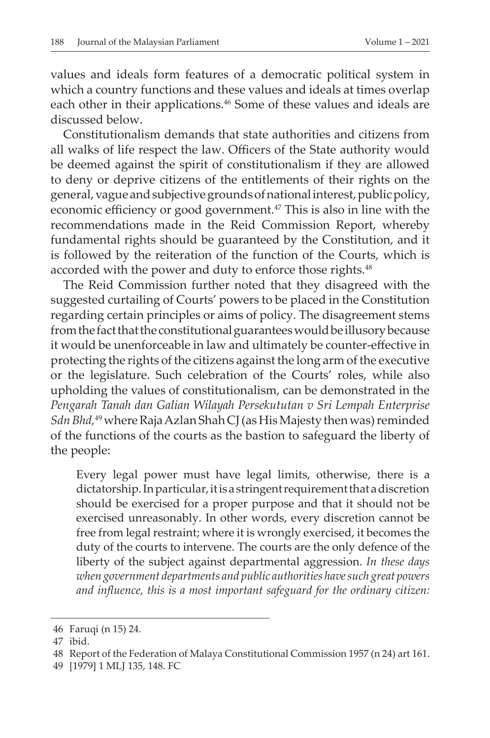values and ideals form features of a democratic political system in which a country functions and these values and ideals at times overlap each other in their applications.[46] Some of these values and ideals are discussed below.

Constitutionalism demands that state authorities and citizens from all walks of life respect the law. Officers of the State authority would be deemed against the spirit of constitutionalism if they are allowed to deny or deprive citizens of the entitlements of their rights on the general, vague and subjective grounds of national interest, public policy, economic efficiency or good government.[47] This is also in line with the recommendations made in the Reid Commission Report, whereby fundamental rights should be guaranteed by the Constitution, and it is followed by the reiteration of the function of the Courts, which is accorded with the power and duty to enforce those rights.[48]

The Reid Commission further noted that they disagreed with the suggested curtailing of Courts' powers to be placed in the Constitution regarding certain principles or aims of policy. The disagreement stems from the fact that the constitutional guarantees would be illusory because it would be unenforceable in law and ultimately be counter-effective in protecting the rights of the citizens against the long arm of the executive or the legislature. Such celebration of the Courts' roles, while also upholding the values of constitutionalism, can be demonstrated in the *Pengarah Tanah dan Galian Wilayah Persekutuan v Sri Lempah Enterprise Sdn Bhd,*[49] where Raja Azlan Shah CJ (as His Majesty then was) reminded of the functions of the courts as the bastion to safeguard the liberty of the people:

> Every legal power must have legal limits, otherwise, there is a dictatorship. In particular, it is a stringent requirement that a discretion should be exercised for a proper purpose and that it should not be exercised unreasonably. In other words, every discretion cannot be free from legal restraint; where it is wrongly exercised, it becomes the duty of the courts to intervene. The courts are the only defence of the liberty of the subject against departmental aggression. *In these days when government departments and public authorities have such great powers and influence, this is a most important safeguard for the ordinary citizen:*

---

46 Faruqi (n 15) 24.

47 ibid.

48 Report of the Federation of Malaya Constitutional Commission 1957 (n 24) art 161.

49 [1979] 1 MLJ 135, 148. FC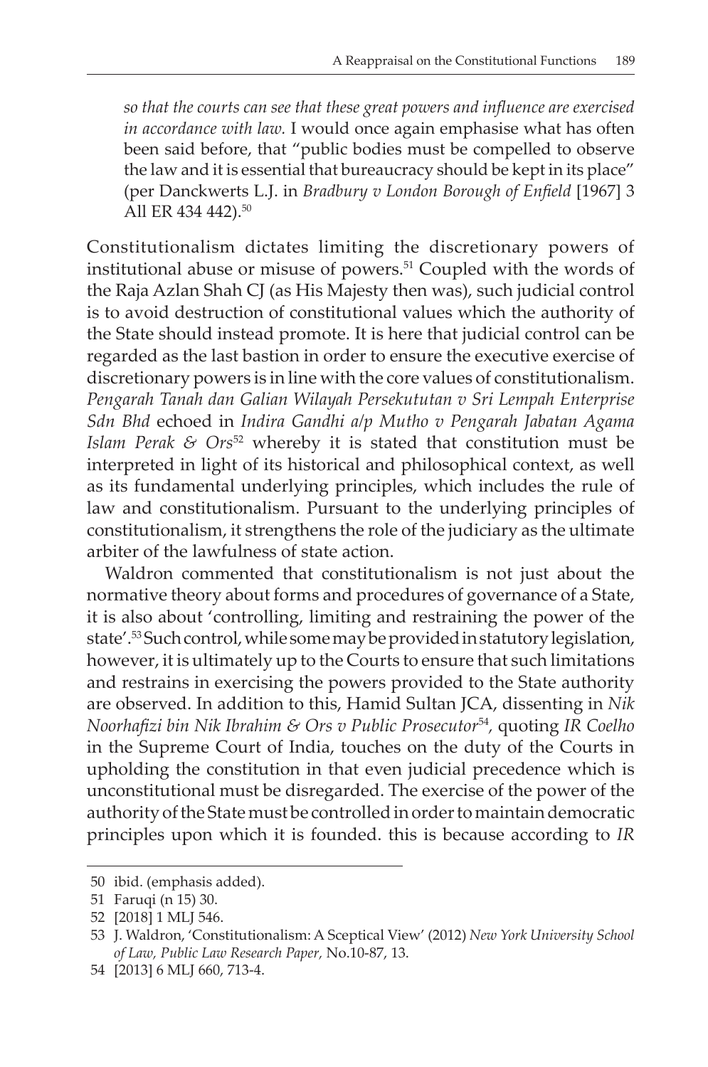*so that the courts can see that these great powers and influence are exercised in accordance with law.* I would once again emphasise what has often been said before, that "public bodies must be compelled to observe the law and it is essential that bureaucracy should be kept in its place" (per Danckwerts L.J. in *Bradbury v London Borough of Enfield* [1967] 3 All ER 434 442).[50]

Constitutionalism dictates limiting the discretionary powers of institutional abuse or misuse of powers.[51] Coupled with the words of the Raja Azlan Shah CJ (as His Majesty then was), such judicial control is to avoid destruction of constitutional values which the authority of the State should instead promote. It is here that judicial control can be regarded as the last bastion in order to ensure the executive exercise of discretionary powers is in line with the core values of constitutionalism. *Pengarah Tanah dan Galian Wilayah Persekututan v Sri Lempah Enterprise Sdn Bhd* echoed in *Indira Gandhi a/p Mutho v Pengarah Jabatan Agama Islam Perak & Ors*[52] whereby it is stated that constitution must be interpreted in light of its historical and philosophical context, as well as its fundamental underlying principles, which includes the rule of law and constitutionalism. Pursuant to the underlying principles of constitutionalism, it strengthens the role of the judiciary as the ultimate arbiter of the lawfulness of state action.

Waldron commented that constitutionalism is not just about the normative theory about forms and procedures of governance of a State, it is also about 'controlling, limiting and restraining the power of the state'.[53] Such control, while some may be provided in statutory legislation, however, it is ultimately up to the Courts to ensure that such limitations and restrains in exercising the powers provided to the State authority are observed. In addition to this, Hamid Sultan JCA, dissenting in *Nik Noorhafizi bin Nik Ibrahim & Ors v Public Prosecutor*[54], quoting *IR Coelho* in the Supreme Court of India, touches on the duty of the Courts in upholding the constitution in that even judicial precedence which is unconstitutional must be disregarded. The exercise of the power of the authority of the State must be controlled in order to maintain democratic principles upon which it is founded. this is because according to *IR*

---

50 ibid. (emphasis added).

51 Faruqi (n 15) 30.

52 [2018] 1 MLJ 546.

53 J. Waldron, 'Constitutionalism: A Sceptical View' (2012) *New York University School of Law, Public Law Research Paper,* No.10-87, 13.

54 [2013] 6 MLJ 660, 713-4.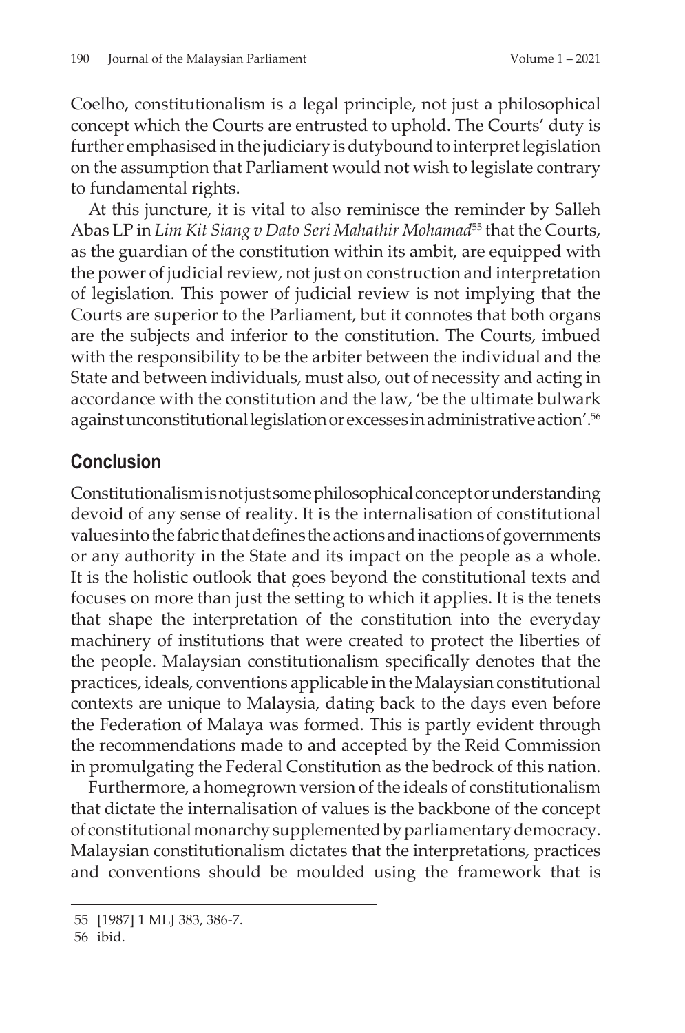Coelho, constitutionalism is a legal principle, not just a philosophical concept which the Courts are entrusted to uphold. The Courts' duty is further emphasised in the judiciary is dutybound to interpret legislation on the assumption that Parliament would not wish to legislate contrary to fundamental rights.

At this juncture, it is vital to also reminisce the reminder by Salleh Abas LP in *Lim Kit Siang v Dato Seri Mahathir Mohamad*[55] that the Courts, as the guardian of the constitution within its ambit, are equipped with the power of judicial review, not just on construction and interpretation of legislation. This power of judicial review is not implying that the Courts are superior to the Parliament, but it connotes that both organs are the subjects and inferior to the constitution. The Courts, imbued with the responsibility to be the arbiter between the individual and the State and between individuals, must also, out of necessity and acting in accordance with the constitution and the law, 'be the ultimate bulwark against unconstitutional legislation or excesses in administrative action'.[56]

## Conclusion

Constitutionalism is not just some philosophical concept or understanding devoid of any sense of reality. It is the internalisation of constitutional values into the fabric that defines the actions and inactions of governments or any authority in the State and its impact on the people as a whole. It is the holistic outlook that goes beyond the constitutional texts and focuses on more than just the setting to which it applies. It is the tenets that shape the interpretation of the constitution into the everyday machinery of institutions that were created to protect the liberties of the people. Malaysian constitutionalism specifically denotes that the practices, ideals, conventions applicable in the Malaysian constitutional contexts are unique to Malaysia, dating back to the days even before the Federation of Malaya was formed. This is partly evident through the recommendations made to and accepted by the Reid Commission in promulgating the Federal Constitution as the bedrock of this nation.

Furthermore, a homegrown version of the ideals of constitutionalism that dictate the internalisation of values is the backbone of the concept of constitutional monarchy supplemented by parliamentary democracy. Malaysian constitutionalism dictates that the interpretations, practices and conventions should be moulded using the framework that is

---

55 [1987] 1 MLJ 383, 386-7.

56 ibid.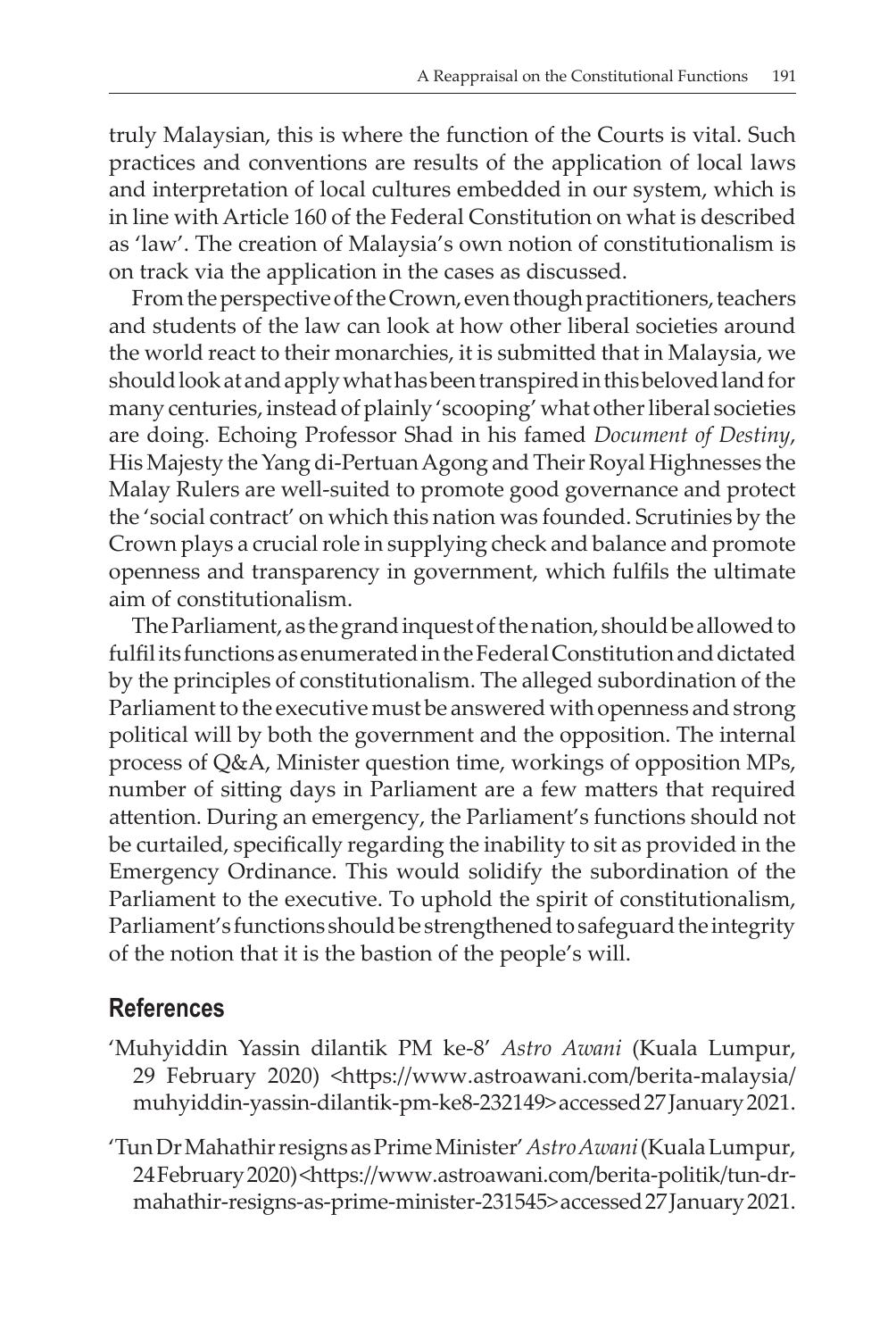truly Malaysian, this is where the function of the Courts is vital. Such practices and conventions are results of the application of local laws and interpretation of local cultures embedded in our system, which is in line with Article 160 of the Federal Constitution on what is described as 'law'. The creation of Malaysia's own notion of constitutionalism is on track via the application in the cases as discussed.

From the perspective of the Crown, even though practitioners, teachers and students of the law can look at how other liberal societies around the world react to their monarchies, it is submitted that in Malaysia, we should look at and apply what has been transpired in this beloved land for many centuries, instead of plainly 'scooping' what other liberal societies are doing. Echoing Professor Shad in his famed *Document of Destiny*, His Majesty the Yang di-Pertuan Agong and Their Royal Highnesses the Malay Rulers are well-suited to promote good governance and protect the 'social contract' on which this nation was founded. Scrutinies by the Crown plays a crucial role in supplying check and balance and promote openness and transparency in government, which fulfils the ultimate aim of constitutionalism.

The Parliament, as the grand inquest of the nation, should be allowed to fulfil its functions as enumerated in the Federal Constitution and dictated by the principles of constitutionalism. The alleged subordination of the Parliament to the executive must be answered with openness and strong political will by both the government and the opposition. The internal process of Q&A, Minister question time, workings of opposition MPs, number of sitting days in Parliament are a few matters that required attention. During an emergency, the Parliament's functions should not be curtailed, specifically regarding the inability to sit as provided in the Emergency Ordinance. This would solidify the subordination of the Parliament to the executive. To uphold the spirit of constitutionalism, Parliament's functions should be strengthened to safeguard the integrity of the notion that it is the bastion of the people's will.

## References

'Muhyiddin Yassin dilantik PM ke-8' *Astro Awani* (Kuala Lumpur, 29 February 2020) <https://www.astroawani.com/berita-malaysia/muhyiddin-yassin-dilantik-pm-ke8-232149> accessed 27 January 2021.

'Tun Dr Mahathir resigns as Prime Minister' *Astro Awani* (Kuala Lumpur, 24 February 2020) <https://www.astroawani.com/berita-politik/tun-dr-mahathir-resigns-as-prime-minister-231545> accessed 27 January 2021.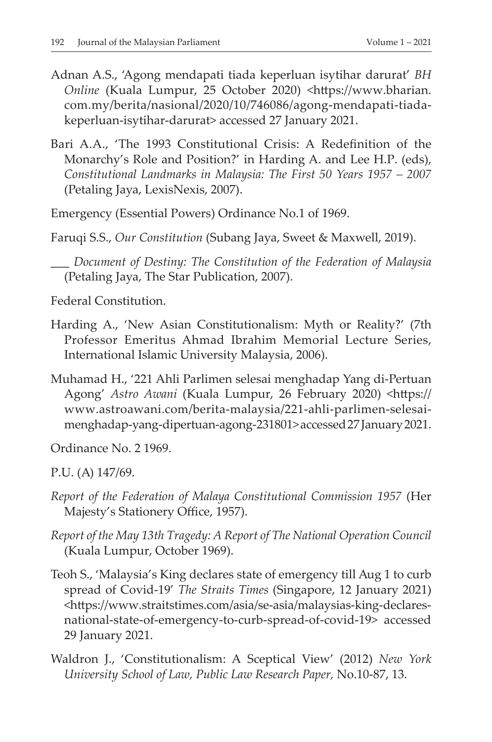Adnan A.S., 'Agong mendapati tiada keperluan isytihar darurat' *BH Online* (Kuala Lumpur, 25 October 2020) <https://www.bharian.com.my/berita/nasional/2020/10/746086/agong-mendapati-tiada-keperluan-isytihar-darurat> accessed 27 January 2021.

Bari A.A., 'The 1993 Constitutional Crisis: A Redefinition of the Monarchy's Role and Position?' in Harding A. and Lee H.P. (eds), *Constitutional Landmarks in Malaysia: The First 50 Years 1957 – 2007* (Petaling Jaya, LexisNexis, 2007).

Emergency (Essential Powers) Ordinance No.1 of 1969.

Faruqi S.S., *Our Constitution* (Subang Jaya, Sweet & Maxwell, 2019).

\_\_\_ *Document of Destiny: The Constitution of the Federation of Malaysia* (Petaling Jaya, The Star Publication, 2007).

Federal Constitution.

Harding A., 'New Asian Constitutionalism: Myth or Reality?' (7th Professor Emeritus Ahmad Ibrahim Memorial Lecture Series, International Islamic University Malaysia, 2006).

Muhamad H., '221 Ahli Parlimen selesai menghadap Yang di-Pertuan Agong' *Astro Awani* (Kuala Lumpur, 26 February 2020) <https://www.astroawani.com/berita-malaysia/221-ahli-parlimen-selesai-menghadap-yang-dipertuan-agong-231801> accessed 27 January 2021.

Ordinance No. 2 1969.

P.U. (A) 147/69.

*Report of the Federation of Malaya Constitutional Commission 1957* (Her Majesty's Stationery Office, 1957).

*Report of the May 13th Tragedy: A Report of The National Operation Council* (Kuala Lumpur, October 1969).

Teoh S., 'Malaysia's King declares state of emergency till Aug 1 to curb spread of Covid-19' *The Straits Times* (Singapore, 12 January 2021) <https://www.straitstimes.com/asia/se-asia/malaysias-king-declares-national-state-of-emergency-to-curb-spread-of-covid-19> accessed 29 January 2021.

Waldron J., 'Constitutionalism: A Sceptical View' (2012) *New York University School of Law, Public Law Research Paper,* No.10-87, 13.